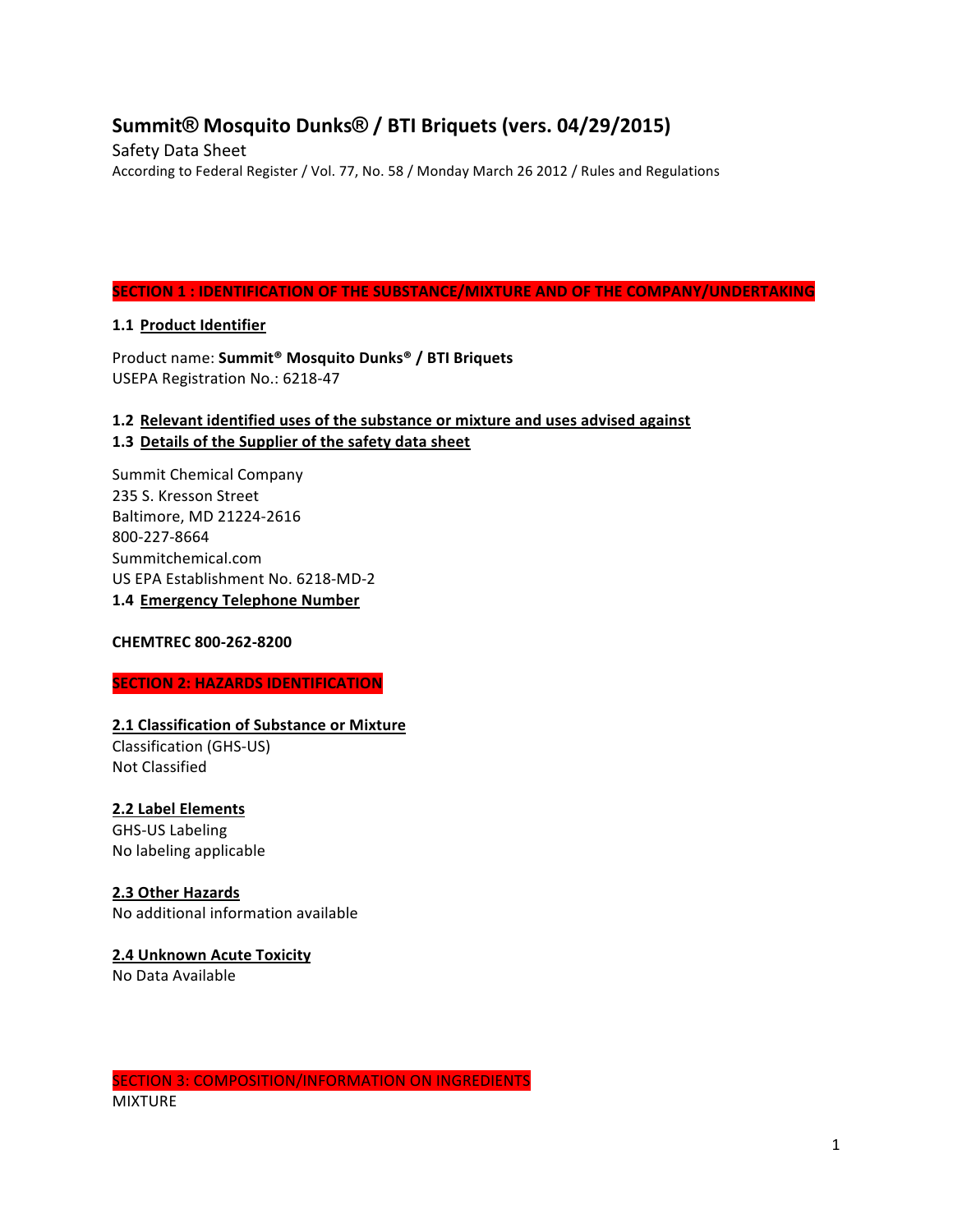# Summit® Mosquito Dunks® / BTI Briquets (vers. 04/29/2015)

Safety Data Sheet

According to Federal Register / Vol. 77, No. 58 / Monday March 26 2012 / Rules and Regulations

## SECTION 1 : IDENTIFICATION OF THE SUBSTANCE/MIXTURE AND OF THE COMPANY/UNDERTAKING

### 1.1 Product Identifier

Product name: **Summit® Mosquito Dunks® / BTI Briquets**
USEPA Registration No.: 6218-47

### 1.2 Relevant identified uses of the substance or mixture and uses advised against

### 1.3 Details of the Supplier of the safety data sheet

Summit Chemical Company
235 S. Kresson Street
Baltimore, MD 21224-2616
800-227-8664
Summitchemical.com
US EPA Establishment No. 6218-MD-2

### 1.4 Emergency Telephone Number

**CHEMTREC 800-262-8200**

## SECTION 2: HAZARDS IDENTIFICATION

### 2.1 Classification of Substance or Mixture

Classification (GHS-US)
Not Classified

### 2.2 Label Elements

GHS-US Labeling
No labeling applicable

### 2.3 Other Hazards

No additional information available

### 2.4 Unknown Acute Toxicity

No Data Available

## SECTION 3: COMPOSITION/INFORMATION ON INGREDIENTS

MIXTURE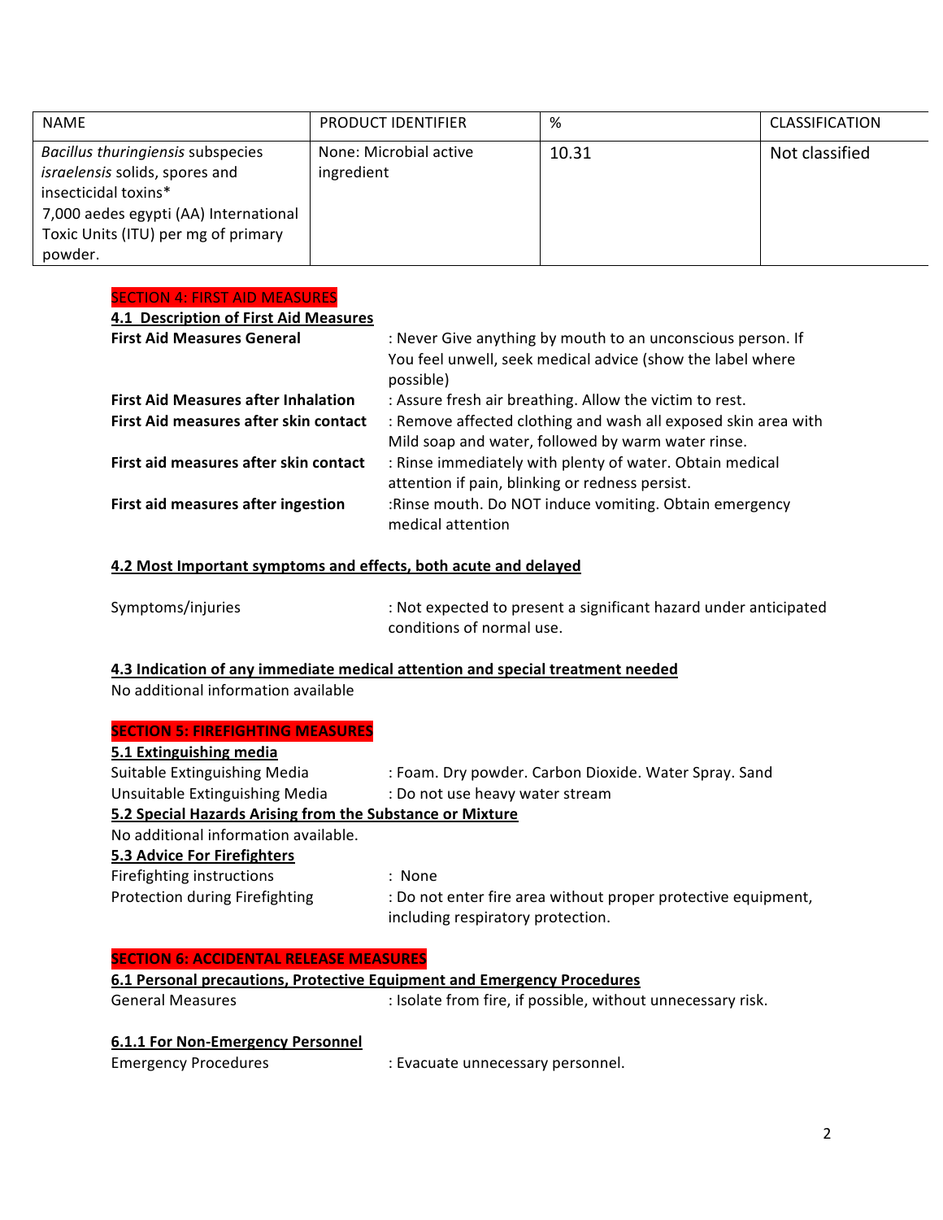| NAME | PRODUCT IDENTIFIER | % | CLASSIFICATION |
| --- | --- | --- | --- |
| *Bacillus thuringiensis* subspecies *israelensis* solids, spores and insecticidal toxins* 7,000 aedes egypti (AA) International Toxic Units (ITU) per mg of primary powder. | None: Microbial active ingredient | 10.31 | Not classified |

## SECTION 4: FIRST AID MEASURES

### 4.1 Description of First Aid Measures

**First Aid Measures General** : Never Give anything by mouth to an unconscious person. If You feel unwell, seek medical advice (show the label where possible)

**First Aid Measures after Inhalation** : Assure fresh air breathing. Allow the victim to rest.

**First Aid measures after skin contact** : Remove affected clothing and wash all exposed skin area with Mild soap and water, followed by warm water rinse.

**First aid measures after skin contact** : Rinse immediately with plenty of water. Obtain medical attention if pain, blinking or redness persist.

**First aid measures after ingestion** :Rinse mouth. Do NOT induce vomiting. Obtain emergency medical attention

### 4.2 Most Important symptoms and effects, both acute and delayed

Symptoms/injuries : Not expected to present a significant hazard under anticipated conditions of normal use.

### 4.3 Indication of any immediate medical attention and special treatment needed

No additional information available

## SECTION 5: FIREFIGHTING MEASURES

### 5.1 Extinguishing media

Suitable Extinguishing Media : Foam. Dry powder. Carbon Dioxide. Water Spray. Sand

Unsuitable Extinguishing Media : Do not use heavy water stream

### 5.2 Special Hazards Arising from the Substance or Mixture

No additional information available.

### 5.3 Advice For Firefighters

Firefighting instructions : None

Protection during Firefighting : Do not enter fire area without proper protective equipment, including respiratory protection.

## SECTION 6: ACCIDENTAL RELEASE MEASURES

### 6.1 Personal precautions, Protective Equipment and Emergency Procedures

General Measures : Isolate from fire, if possible, without unnecessary risk.

### 6.1.1 For Non-Emergency Personnel

Emergency Procedures : Evacuate unnecessary personnel.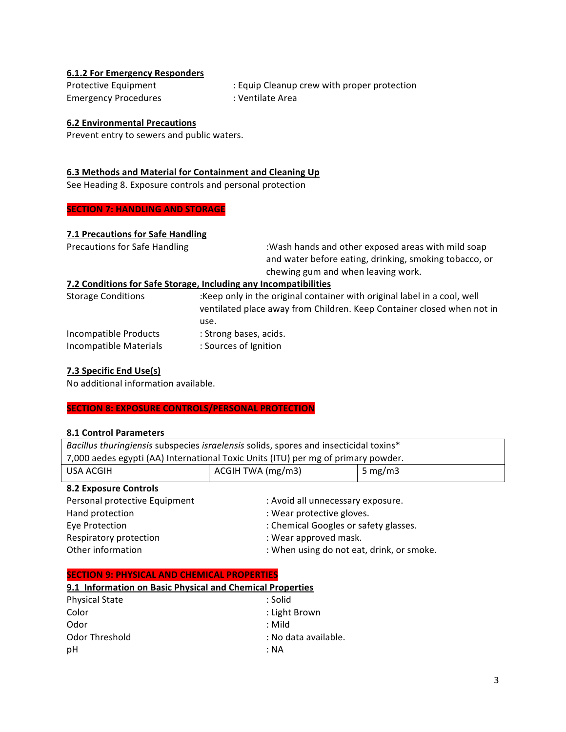#### 6.1.2 For Emergency Responders

Protective Equipment : Equip Cleanup crew with proper protection
Emergency Procedures : Ventilate Area

#### 6.2 Environmental Precautions

Prevent entry to sewers and public waters.

#### 6.3 Methods and Material for Containment and Cleaning Up

See Heading 8. Exposure controls and personal protection

## SECTION 7: HANDLING AND STORAGE

#### 7.1 Precautions for Safe Handling

Precautions for Safe Handling :Wash hands and other exposed areas with mild soap and water before eating, drinking, smoking tobacco, or chewing gum and when leaving work.

#### 7.2 Conditions for Safe Storage, Including any Incompatibilities

Storage Conditions :Keep only in the original container with original label in a cool, well ventilated place away from Children. Keep Container closed when not in use.
Incompatible Products : Strong bases, acids.
Incompatible Materials : Sources of Ignition

#### 7.3 Specific End Use(s)

No additional information available.

## SECTION 8: EXPOSURE CONTROLS/PERSONAL PROTECTION

#### 8.1 Control Parameters

| *Bacillus thuringiensis* subspecies *israelensis* solids, spores and insecticidal toxins* 7,000 aedes egypti (AA) International Toxic Units (ITU) per mg of primary powder. | | |
|---|---|---|
| USA ACGIH | ACGIH TWA (mg/m3) | 5 mg/m3 |

#### 8.2 Exposure Controls

Personal protective Equipment : Avoid all unnecessary exposure.
Hand protection : Wear protective gloves.
Eye Protection : Chemical Googles or safety glasses.
Respiratory protection : Wear approved mask.
Other information : When using do not eat, drink, or smoke.

## SECTION 9: PHYSICAL AND CHEMICAL PROPERTIES

#### 9.1 Information on Basic Physical and Chemical Properties

Physical State : Solid
Color : Light Brown
Odor : Mild
Odor Threshold : No data available.
pH : NA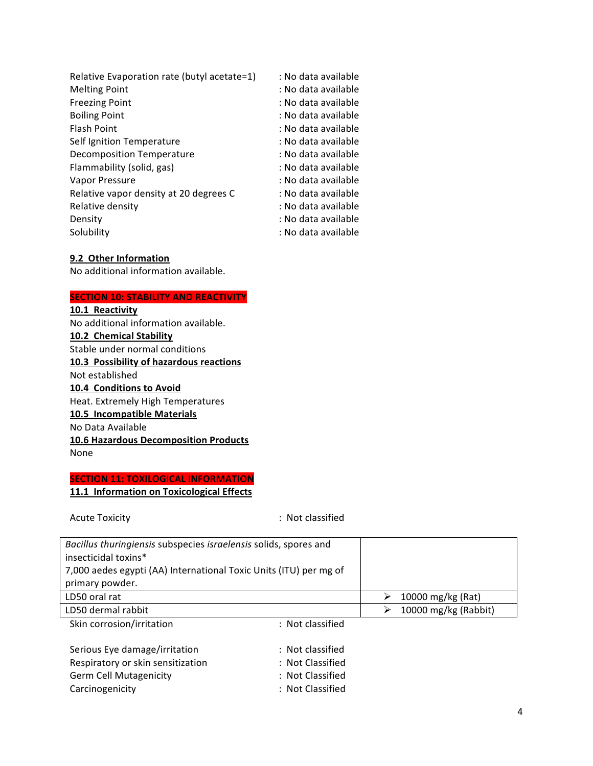| | |
|---|---|
| Relative Evaporation rate (butyl acetate=1) | : No data available |
| Melting Point | : No data available |
| Freezing Point | : No data available |
| Boiling Point | : No data available |
| Flash Point | : No data available |
| Self Ignition Temperature | : No data available |
| Decomposition Temperature | : No data available |
| Flammability (solid, gas) | : No data available |
| Vapor Pressure | : No data available |
| Relative vapor density at 20 degrees C | : No data available |
| Relative density | : No data available |
| Density | : No data available |
| Solubility | : No data available |

**9.2 Other Information**

No additional information available.

## SECTION 10: STABILITY AND REACTIVITY

**10.1 Reactivity**

No additional information available.

**10.2 Chemical Stability**

Stable under normal conditions

**10.3 Possibility of hazardous reactions**

Not established

**10.4 Conditions to Avoid**

Heat. Extremely High Temperatures

**10.5 Incompatible Materials**

No Data Available

**10.6 Hazardous Decomposition Products**

None

## SECTION 11: TOXILOGICAL INFORMATION

**11.1 Information on Toxicological Effects**

Acute Toxicity : Not classified

| *Bacillus thuringiensis* subspecies *israelensis* solids, spores and insecticidal toxins* 7,000 aedes egypti (AA) International Toxic Units (ITU) per mg of primary powder. | |
|---|---|
| LD50 oral rat | ➢ 10000 mg/kg (Rat) |
| LD50 dermal rabbit | ➢ 10000 mg/kg (Rabbit) |

| | |
|---|---|
| Skin corrosion/irritation | : Not classified |
| Serious Eye damage/irritation | : Not classified |
| Respiratory or skin sensitization | : Not Classified |
| Germ Cell Mutagenicity | : Not Classified |
| Carcinogenicity | : Not Classified |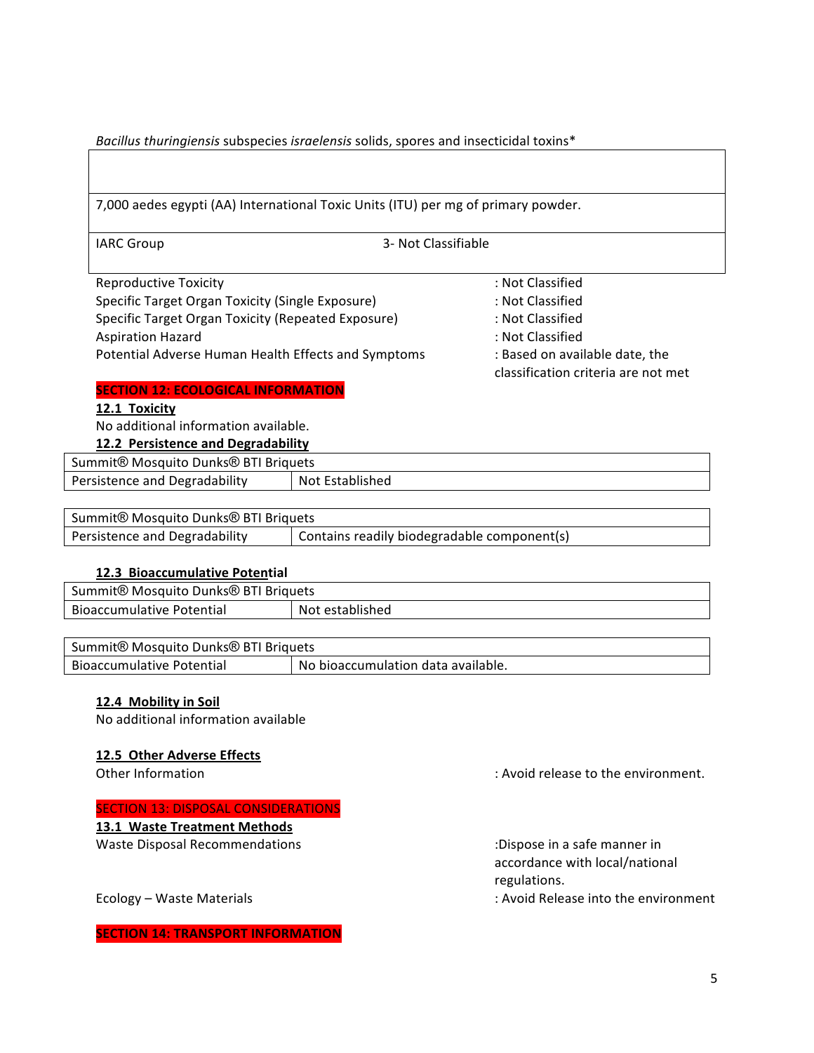*Bacillus thuringiensis* subspecies *israelensis* solids, spores and insecticidal toxins*

| |
|---|
| |
| 7,000 aedes egypti (AA) International Toxic Units (ITU) per mg of primary powder. |
| IARC Group 3- Not Classifiable |

Reproductive Toxicity : Not Classified
Specific Target Organ Toxicity (Single Exposure) : Not Classified
Specific Target Organ Toxicity (Repeated Exposure) : Not Classified
Aspiration Hazard : Not Classified
Potential Adverse Human Health Effects and Symptoms : Based on available date, the classification criteria are not met

## SECTION 12: ECOLOGICAL INFORMATION

### 12.1 Toxicity

No additional information available.

### 12.2 Persistence and Degradability

| Summit® Mosquito Dunks® BTI Briquets | |
|---|---|
| Persistence and Degradability | Not Established |

| Summit® Mosquito Dunks® BTI Briquets | |
|---|---|
| Persistence and Degradability | Contains readily biodegradable component(s) |

### 12.3 Bioaccumulative Potential

| Summit® Mosquito Dunks® BTI Briquets | |
|---|---|
| Bioaccumulative Potential | Not established |

| Summit® Mosquito Dunks® BTI Briquets | |
|---|---|
| Bioaccumulative Potential | No bioaccumulation data available. |

### 12.4 Mobility in Soil

No additional information available

### 12.5 Other Adverse Effects

Other Information : Avoid release to the environment.

## SECTION 13: DISPOSAL CONSIDERATIONS

### 13.1 Waste Treatment Methods

Waste Disposal Recommendations :Dispose in a safe manner in accordance with local/national regulations.

Ecology – Waste Materials : Avoid Release into the environment

## SECTION 14: TRANSPORT INFORMATION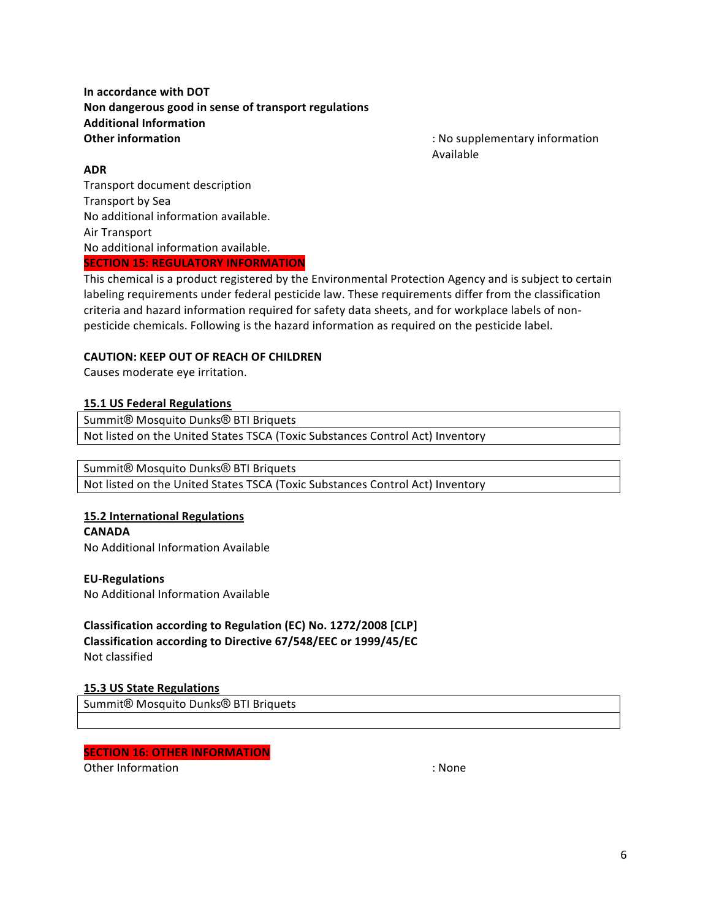**In accordance with DOT**
**Non dangerous good in sense of transport regulations**
**Additional Information**
**Other information** : No supplementary information Available

**ADR**
Transport document description
Transport by Sea
No additional information available.
Air Transport
No additional information available.

## SECTION 15: REGULATORY INFORMATION

This chemical is a product registered by the Environmental Protection Agency and is subject to certain labeling requirements under federal pesticide law. These requirements differ from the classification criteria and hazard information required for safety data sheets, and for workplace labels of non-pesticide chemicals. Following is the hazard information as required on the pesticide label.

**CAUTION: KEEP OUT OF REACH OF CHILDREN**
Causes moderate eye irritation.

### 15.1 US Federal Regulations

| |
|---|
| Summit® Mosquito Dunks® BTI Briquets |
| Not listed on the United States TSCA (Toxic Substances Control Act) Inventory |

| |
|---|
| Summit® Mosquito Dunks® BTI Briquets |
| Not listed on the United States TSCA (Toxic Substances Control Act) Inventory |

### 15.2 International Regulations

**CANADA**
No Additional Information Available

**EU-Regulations**
No Additional Information Available

**Classification according to Regulation (EC) No. 1272/2008 [CLP]**
**Classification according to Directive 67/548/EEC or 1999/45/EC**
Not classified

### 15.3 US State Regulations

| |
|---|
| Summit® Mosquito Dunks® BTI Briquets |
| |

## SECTION 16: OTHER INFORMATION

Other Information : None